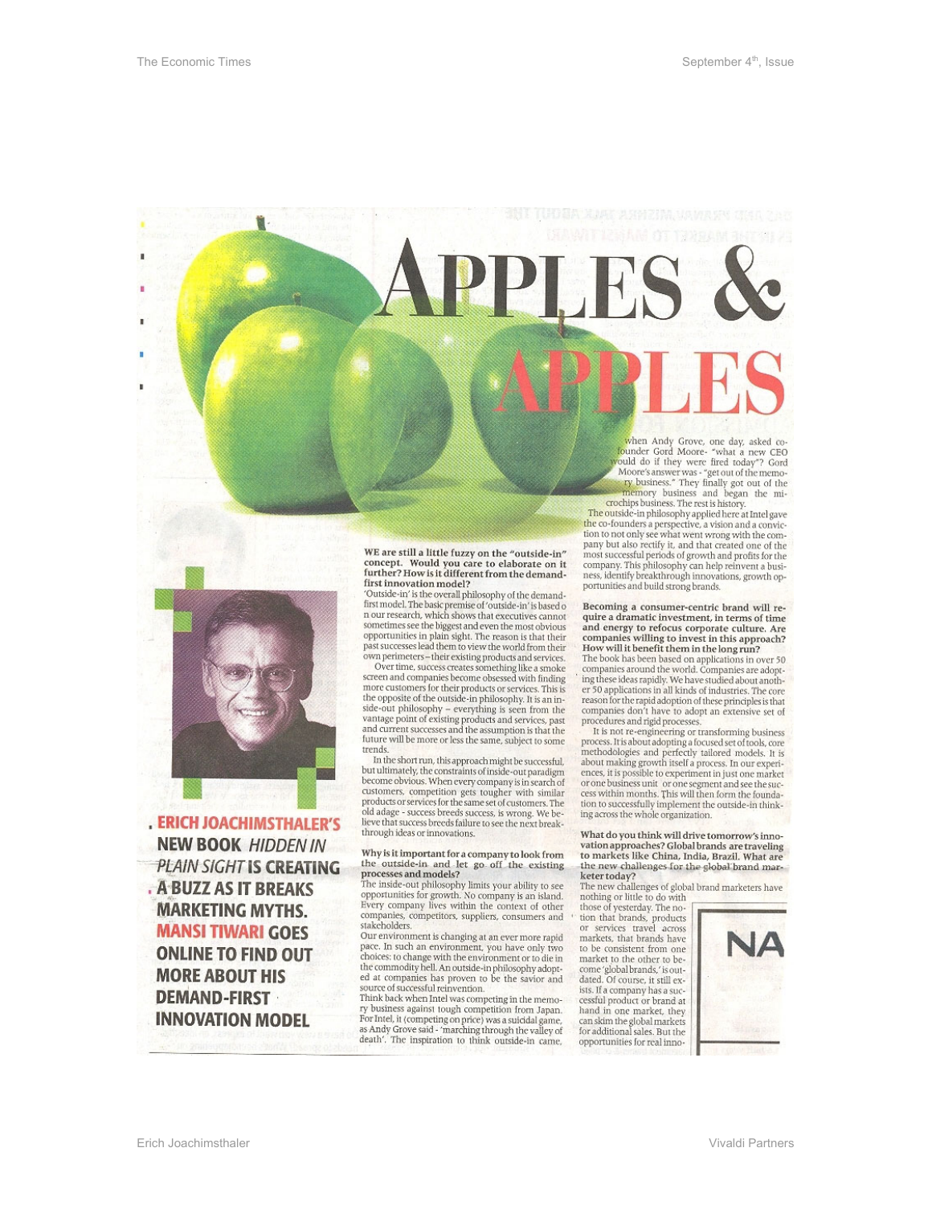# APPLES & APPLES

**ERICH JOACHIMSTHALER'S NEW BOOK *HIDDEN IN PLAIN SIGHT* IS CREATING A BUZZ AS IT BREAKS MARKETING MYTHS. MANSI TIWARI GOES ONLINE TO FIND OUT MORE ABOUT HIS DEMAND-FIRST INNOVATION MODEL**

**WE are still a little fuzzy on the "outside-in" concept. Would you care to elaborate on it further? How is it different from the demand-first innovation model?**

'Outside-in' is the overall philosophy of the demand-first model. The basic premise of 'outside-in' is based o n our research, which shows that executives cannot sometimes see the biggest and even the most obvious opportunities in plain sight. The reason is that their past successes lead them to view the world from their own perimeters – their existing products and services.

Over time, success creates something like a smoke screen and companies become obsessed with finding more customers for their products or services. This is the opposite of the outside-in philosophy. It is an inside-out philosophy – everything is seen from the vantage point of existing products and services, past and current successes and the assumption is that the future will be more or less the same, subject to some trends.

In the short run, this approach might be successful, but ultimately, the constraints of inside-out paradigm become obvious. When every company is in search of customers, competition gets tougher with similar products or services for the same set of customers. The old adage - success breeds success, is wrong. We believe that success breeds failure to see the next breakthrough ideas or innovations.

**Why is it important for a company to look from the outside-in and let go off the existing processes and models?**

The inside-out philosophy limits your ability to see opportunities for growth. No company is an island. Every company lives within the context of other companies, competitors, suppliers, consumers and stakeholders.

Our environment is changing at an ever more rapid pace. In such an environment, you have only two choices: to change with the environment or to die in the commodity hell. An outside-in philosophy adopted at companies has proven to be the savior and source of successful reinvention.

Think back when Intel was competing in the memory business against tough competition from Japan. For Intel, it (competing on price) was a suicidal game, as Andy Grove said - 'marching through the valley of death'. The inspiration to think outside-in came, when Andy Grove, one day, asked co-founder Gord Moore- "what a new CEO would do if they were fired today"? Gord Moore's answer was - "get out of the memory business." They finally got out of the memory business and began the microchips business. The rest is history.

The outside-in philosophy applied here at Intel gave the co-founders a perspective, a vision and a conviction to not only see what went wrong with the company but also rectify it, and that created one of the most successful periods of growth and profits for the company. This philosophy can help reinvent a business, identify breakthrough innovations, growth opportunities and build strong brands.

**Becoming a consumer-centric brand will require a dramatic investment, in terms of time and energy to refocus corporate culture. Are companies willing to invest in this approach? How will it benefit them in the long run?**

The book has been based on applications in over 50 companies around the world. Companies are adopting these ideas rapidly. We have studied about another 50 applications in all kinds of industries. The core reason for the rapid adoption of these principles is that companies don't have to adopt an extensive set of procedures and rigid processes.

It is not re-engineering or transforming business process. It is about adopting a focused set of tools, core methodologies and perfectly tailored models. It is about making growth itself a process. In our experiences, it is possible to experiment in just one market or one business unit or one segment and see the success within months. This will then form the foundation to successfully implement the outside-in thinking across the whole organization.

**What do you think will drive tomorrow's innovation approaches? Global brands are traveling to markets like China, India, Brazil. What are the new challenges for the global brand marketer today?**

The new challenges of global brand marketers have nothing or little to do with those of yesterday. The notion that brands, products or services travel across markets, that brands have to be consistent from one market to the other to become 'global brands,' is outdated. Of course, it still exists. If a company has a successful product or brand at hand in one market, they can skim the global markets for additional sales. But the opportunities for real inno-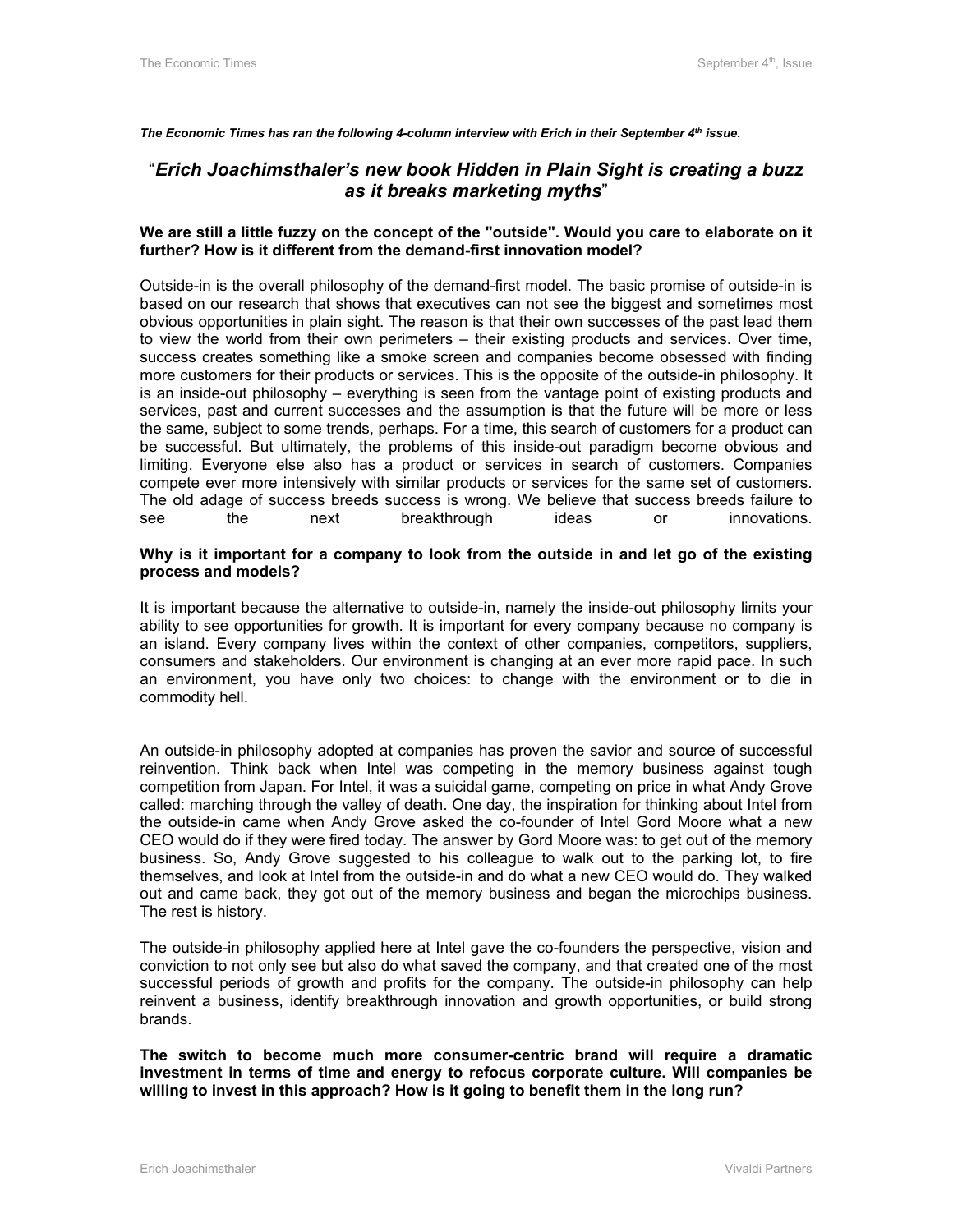*The Economic Times has ran the following 4-column interview with Erich in their September 4th issue.*

## "*Erich Joachimsthaler's new book Hidden in Plain Sight is creating a buzz as it breaks marketing myths*"

**We are still a little fuzzy on the concept of the "outside". Would you care to elaborate on it further? How is it different from the demand-first innovation model?**

Outside-in is the overall philosophy of the demand-first model. The basic promise of outside-in is based on our research that shows that executives can not see the biggest and sometimes most obvious opportunities in plain sight. The reason is that their own successes of the past lead them to view the world from their own perimeters – their existing products and services. Over time, success creates something like a smoke screen and companies become obsessed with finding more customers for their products or services. This is the opposite of the outside-in philosophy. It is an inside-out philosophy – everything is seen from the vantage point of existing products and services, past and current successes and the assumption is that the future will be more or less the same, subject to some trends, perhaps. For a time, this search of customers for a product can be successful. But ultimately, the problems of this inside-out paradigm become obvious and limiting. Everyone else also has a product or services in search of customers. Companies compete ever more intensively with similar products or services for the same set of customers. The old adage of success breeds success is wrong. We believe that success breeds failure to see the next breakthrough ideas or innovations.

**Why is it important for a company to look from the outside in and let go of the existing process and models?**

It is important because the alternative to outside-in, namely the inside-out philosophy limits your ability to see opportunities for growth. It is important for every company because no company is an island. Every company lives within the context of other companies, competitors, suppliers, consumers and stakeholders. Our environment is changing at an ever more rapid pace. In such an environment, you have only two choices: to change with the environment or to die in commodity hell.

An outside-in philosophy adopted at companies has proven the savior and source of successful reinvention. Think back when Intel was competing in the memory business against tough competition from Japan. For Intel, it was a suicidal game, competing on price in what Andy Grove called: marching through the valley of death. One day, the inspiration for thinking about Intel from the outside-in came when Andy Grove asked the co-founder of Intel Gord Moore what a new CEO would do if they were fired today. The answer by Gord Moore was: to get out of the memory business. So, Andy Grove suggested to his colleague to walk out to the parking lot, to fire themselves, and look at Intel from the outside-in and do what a new CEO would do. They walked out and came back, they got out of the memory business and began the microchips business. The rest is history.

The outside-in philosophy applied here at Intel gave the co-founders the perspective, vision and conviction to not only see but also do what saved the company, and that created one of the most successful periods of growth and profits for the company. The outside-in philosophy can help reinvent a business, identify breakthrough innovation and growth opportunities, or build strong brands.

**The switch to become much more consumer-centric brand will require a dramatic investment in terms of time and energy to refocus corporate culture. Will companies be willing to invest in this approach? How is it going to benefit them in the long run?**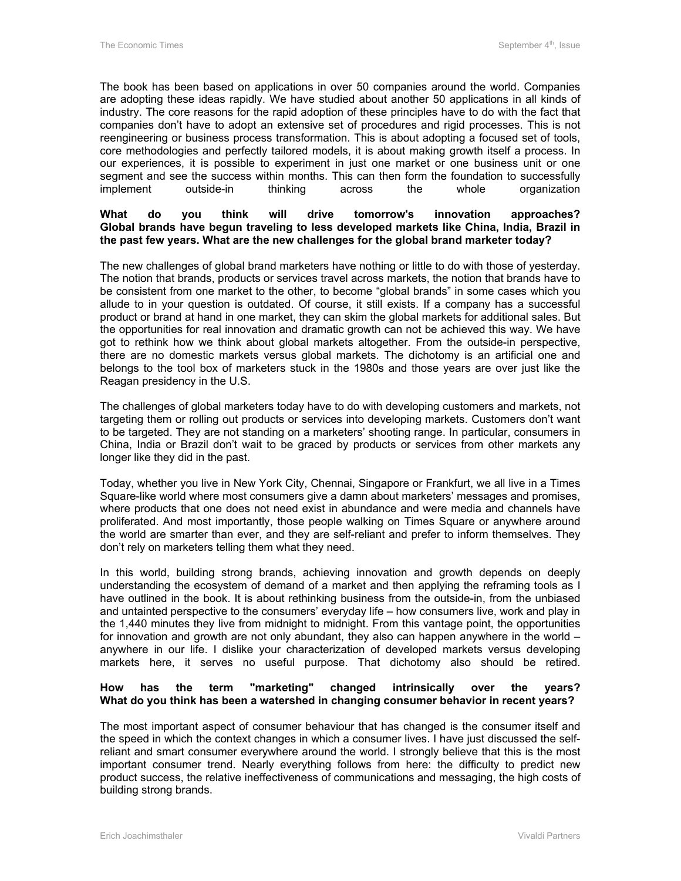The book has been based on applications in over 50 companies around the world. Companies are adopting these ideas rapidly. We have studied about another 50 applications in all kinds of industry. The core reasons for the rapid adoption of these principles have to do with the fact that companies don't have to adopt an extensive set of procedures and rigid processes. This is not reengineering or business process transformation. This is about adopting a focused set of tools, core methodologies and perfectly tailored models, it is about making growth itself a process. In our experiences, it is possible to experiment in just one market or one business unit or one segment and see the success within months. This can then form the foundation to successfully implement outside-in thinking across the whole organization

**What do you think will drive tomorrow's innovation approaches? Global brands have begun traveling to less developed markets like China, India, Brazil in the past few years. What are the new challenges for the global brand marketer today?**

The new challenges of global brand marketers have nothing or little to do with those of yesterday. The notion that brands, products or services travel across markets, the notion that brands have to be consistent from one market to the other, to become "global brands" in some cases which you allude to in your question is outdated. Of course, it still exists. If a company has a successful product or brand at hand in one market, they can skim the global markets for additional sales. But the opportunities for real innovation and dramatic growth can not be achieved this way. We have got to rethink how we think about global markets altogether. From the outside-in perspective, there are no domestic markets versus global markets. The dichotomy is an artificial one and belongs to the tool box of marketers stuck in the 1980s and those years are over just like the Reagan presidency in the U.S.

The challenges of global marketers today have to do with developing customers and markets, not targeting them or rolling out products or services into developing markets. Customers don't want to be targeted. They are not standing on a marketers' shooting range. In particular, consumers in China, India or Brazil don't wait to be graced by products or services from other markets any longer like they did in the past.

Today, whether you live in New York City, Chennai, Singapore or Frankfurt, we all live in a Times Square-like world where most consumers give a damn about marketers' messages and promises, where products that one does not need exist in abundance and were media and channels have proliferated. And most importantly, those people walking on Times Square or anywhere around the world are smarter than ever, and they are self-reliant and prefer to inform themselves. They don't rely on marketers telling them what they need.

In this world, building strong brands, achieving innovation and growth depends on deeply understanding the ecosystem of demand of a market and then applying the reframing tools as I have outlined in the book. It is about rethinking business from the outside-in, from the unbiased and untainted perspective to the consumers' everyday life – how consumers live, work and play in the 1,440 minutes they live from midnight to midnight. From this vantage point, the opportunities for innovation and growth are not only abundant, they also can happen anywhere in the world – anywhere in our life. I dislike your characterization of developed markets versus developing markets here, it serves no useful purpose. That dichotomy also should be retired.

**How has the term "marketing" changed intrinsically over the years? What do you think has been a watershed in changing consumer behavior in recent years?**

The most important aspect of consumer behaviour that has changed is the consumer itself and the speed in which the context changes in which a consumer lives. I have just discussed the self-reliant and smart consumer everywhere around the world. I strongly believe that this is the most important consumer trend. Nearly everything follows from here: the difficulty to predict new product success, the relative ineffectiveness of communications and messaging, the high costs of building strong brands.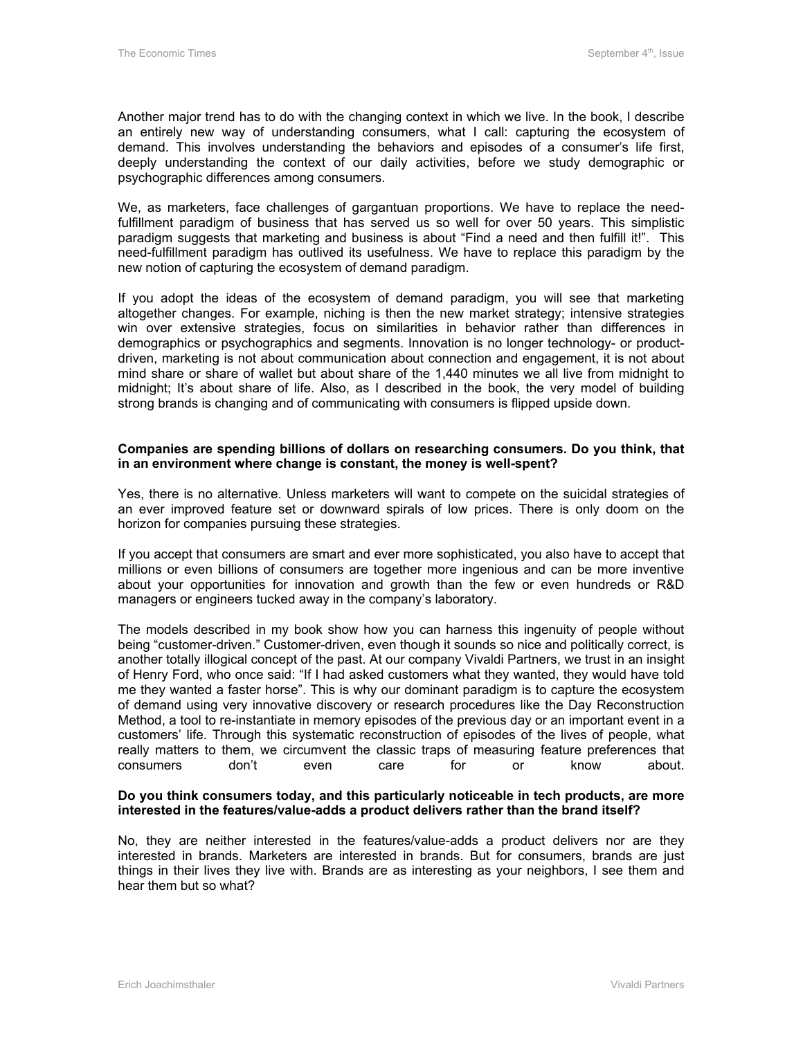Another major trend has to do with the changing context in which we live. In the book, I describe an entirely new way of understanding consumers, what I call: capturing the ecosystem of demand. This involves understanding the behaviors and episodes of a consumer's life first, deeply understanding the context of our daily activities, before we study demographic or psychographic differences among consumers.

We, as marketers, face challenges of gargantuan proportions. We have to replace the need-fulfillment paradigm of business that has served us so well for over 50 years. This simplistic paradigm suggests that marketing and business is about "Find a need and then fulfill it!". This need-fulfillment paradigm has outlived its usefulness. We have to replace this paradigm by the new notion of capturing the ecosystem of demand paradigm.

If you adopt the ideas of the ecosystem of demand paradigm, you will see that marketing altogether changes. For example, niching is then the new market strategy; intensive strategies win over extensive strategies, focus on similarities in behavior rather than differences in demographics or psychographics and segments. Innovation is no longer technology- or product-driven, marketing is not about communication about connection and engagement, it is not about mind share or share of wallet but about share of the 1,440 minutes we all live from midnight to midnight; It's about share of life. Also, as I described in the book, the very model of building strong brands is changing and of communicating with consumers is flipped upside down.

**Companies are spending billions of dollars on researching consumers. Do you think, that in an environment where change is constant, the money is well-spent?**

Yes, there is no alternative. Unless marketers will want to compete on the suicidal strategies of an ever improved feature set or downward spirals of low prices. There is only doom on the horizon for companies pursuing these strategies.

If you accept that consumers are smart and ever more sophisticated, you also have to accept that millions or even billions of consumers are together more ingenious and can be more inventive about your opportunities for innovation and growth than the few or even hundreds or R&D managers or engineers tucked away in the company's laboratory.

The models described in my book show how you can harness this ingenuity of people without being "customer-driven." Customer-driven, even though it sounds so nice and politically correct, is another totally illogical concept of the past. At our company Vivaldi Partners, we trust in an insight of Henry Ford, who once said: "If I had asked customers what they wanted, they would have told me they wanted a faster horse". This is why our dominant paradigm is to capture the ecosystem of demand using very innovative discovery or research procedures like the Day Reconstruction Method, a tool to re-instantiate in memory episodes of the previous day or an important event in a customers' life. Through this systematic reconstruction of episodes of the lives of people, what really matters to them, we circumvent the classic traps of measuring feature preferences that consumers don't even care for or know about.

**Do you think consumers today, and this particularly noticeable in tech products, are more interested in the features/value-adds a product delivers rather than the brand itself?**

No, they are neither interested in the features/value-adds a product delivers nor are they interested in brands. Marketers are interested in brands. But for consumers, brands are just things in their lives they live with. Brands are as interesting as your neighbors, I see them and hear them but so what?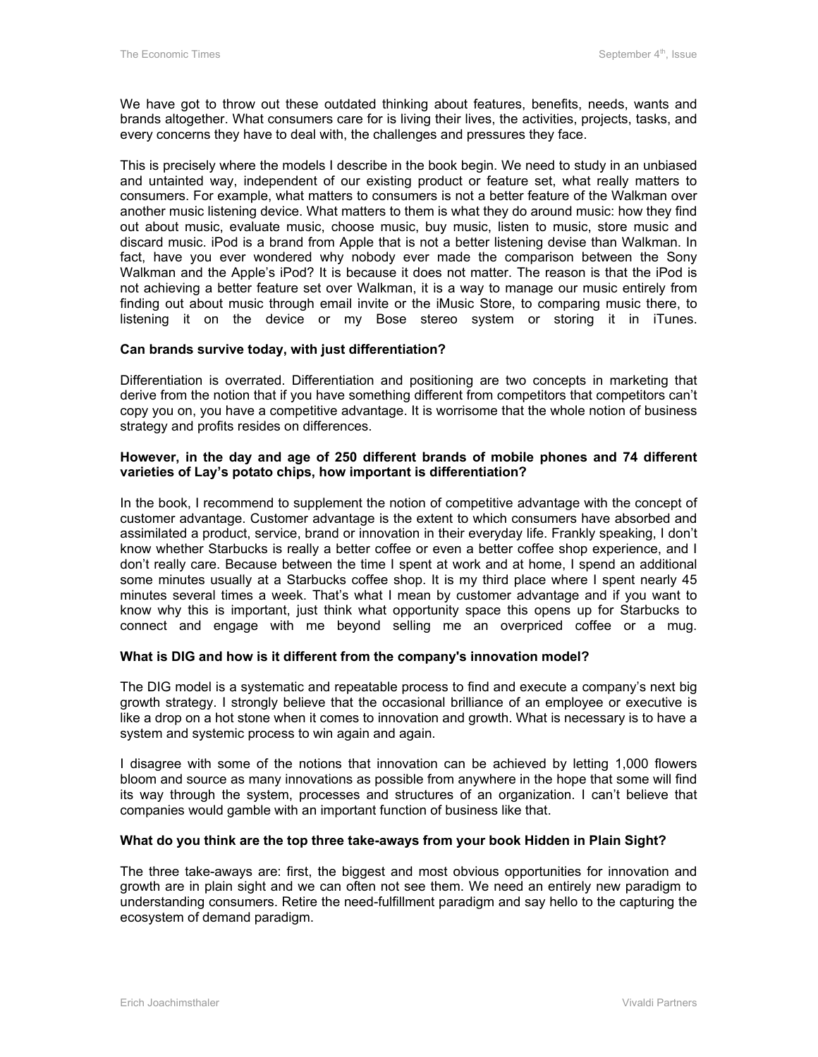We have got to throw out these outdated thinking about features, benefits, needs, wants and brands altogether. What consumers care for is living their lives, the activities, projects, tasks, and every concerns they have to deal with, the challenges and pressures they face.

This is precisely where the models I describe in the book begin. We need to study in an unbiased and untainted way, independent of our existing product or feature set, what really matters to consumers. For example, what matters to consumers is not a better feature of the Walkman over another music listening device. What matters to them is what they do around music: how they find out about music, evaluate music, choose music, buy music, listen to music, store music and discard music. iPod is a brand from Apple that is not a better listening devise than Walkman. In fact, have you ever wondered why nobody ever made the comparison between the Sony Walkman and the Apple's iPod? It is because it does not matter. The reason is that the iPod is not achieving a better feature set over Walkman, it is a way to manage our music entirely from finding out about music through email invite or the iMusic Store, to comparing music there, to listening it on the device or my Bose stereo system or storing it in iTunes.

**Can brands survive today, with just differentiation?**

Differentiation is overrated. Differentiation and positioning are two concepts in marketing that derive from the notion that if you have something different from competitors that competitors can't copy you on, you have a competitive advantage. It is worrisome that the whole notion of business strategy and profits resides on differences.

**However, in the day and age of 250 different brands of mobile phones and 74 different varieties of Lay's potato chips, how important is differentiation?**

In the book, I recommend to supplement the notion of competitive advantage with the concept of customer advantage. Customer advantage is the extent to which consumers have absorbed and assimilated a product, service, brand or innovation in their everyday life. Frankly speaking, I don't know whether Starbucks is really a better coffee or even a better coffee shop experience, and I don't really care. Because between the time I spent at work and at home, I spend an additional some minutes usually at a Starbucks coffee shop. It is my third place where I spent nearly 45 minutes several times a week. That's what I mean by customer advantage and if you want to know why this is important, just think what opportunity space this opens up for Starbucks to connect and engage with me beyond selling me an overpriced coffee or a mug.

**What is DIG and how is it different from the company's innovation model?**

The DIG model is a systematic and repeatable process to find and execute a company's next big growth strategy. I strongly believe that the occasional brilliance of an employee or executive is like a drop on a hot stone when it comes to innovation and growth. What is necessary is to have a system and systemic process to win again and again.

I disagree with some of the notions that innovation can be achieved by letting 1,000 flowers bloom and source as many innovations as possible from anywhere in the hope that some will find its way through the system, processes and structures of an organization. I can't believe that companies would gamble with an important function of business like that.

**What do you think are the top three take-aways from your book Hidden in Plain Sight?**

The three take-aways are: first, the biggest and most obvious opportunities for innovation and growth are in plain sight and we can often not see them. We need an entirely new paradigm to understanding consumers. Retire the need-fulfillment paradigm and say hello to the capturing the ecosystem of demand paradigm.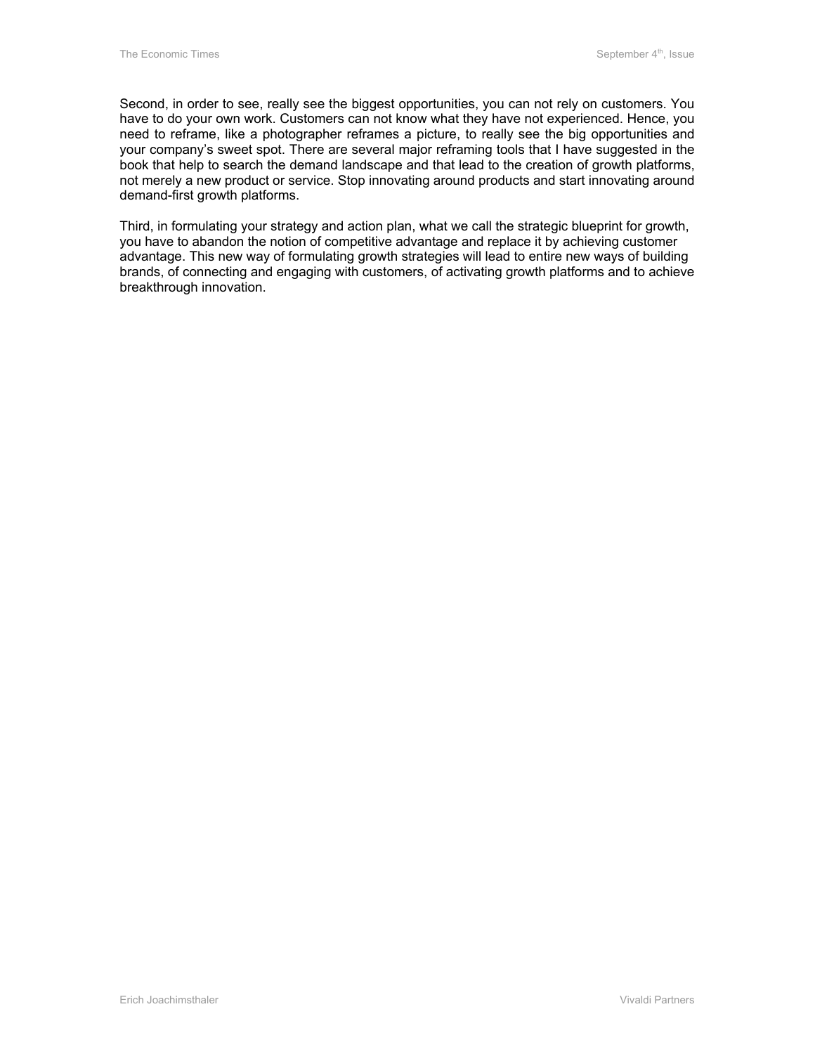Second, in order to see, really see the biggest opportunities, you can not rely on customers. You have to do your own work. Customers can not know what they have not experienced. Hence, you need to reframe, like a photographer reframes a picture, to really see the big opportunities and your company's sweet spot. There are several major reframing tools that I have suggested in the book that help to search the demand landscape and that lead to the creation of growth platforms, not merely a new product or service. Stop innovating around products and start innovating around demand-first growth platforms.

Third, in formulating your strategy and action plan, what we call the strategic blueprint for growth, you have to abandon the notion of competitive advantage and replace it by achieving customer advantage. This new way of formulating growth strategies will lead to entire new ways of building brands, of connecting and engaging with customers, of activating growth platforms and to achieve breakthrough innovation.